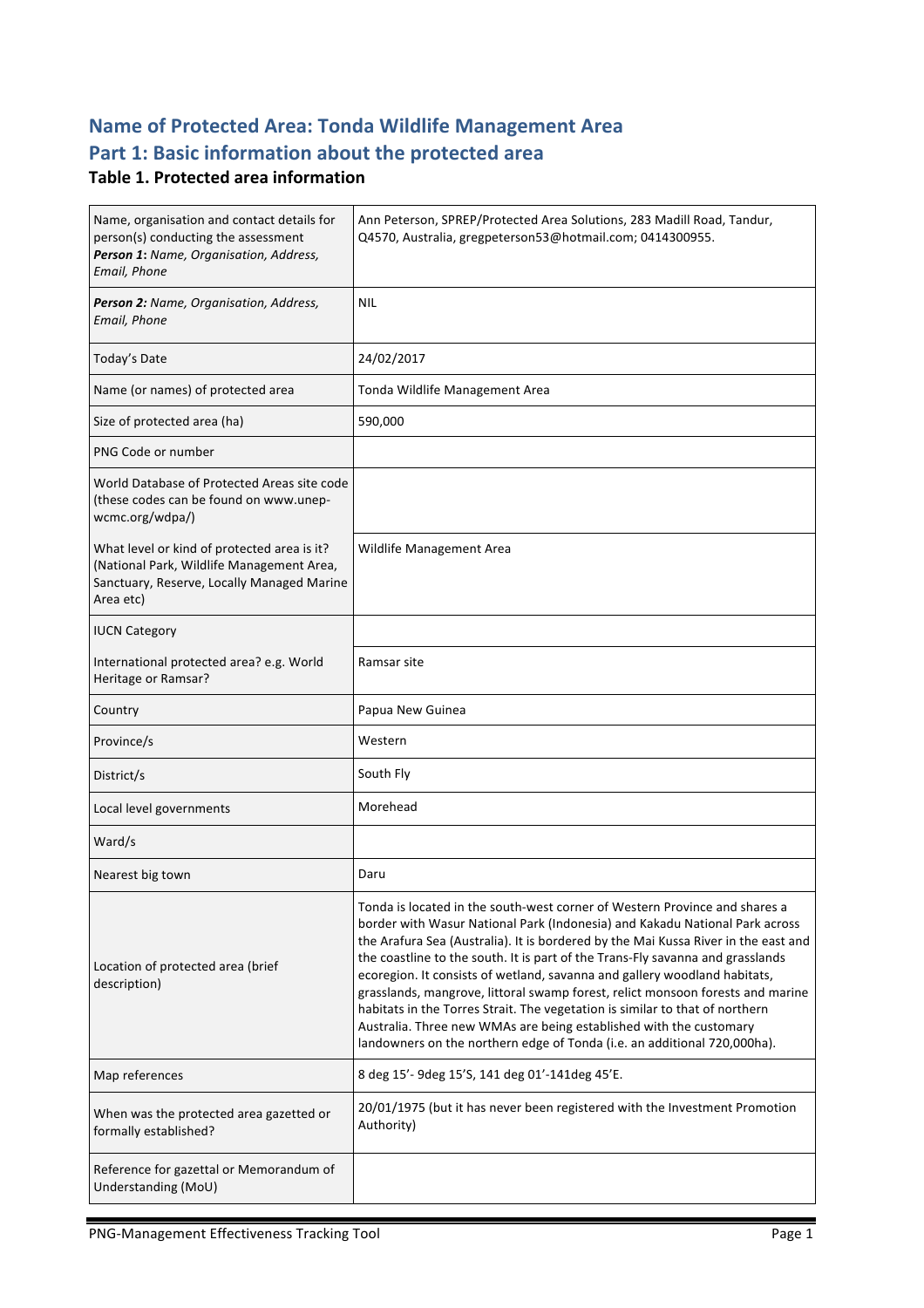# Name of Protected Area: Tonda Wildlife Management Area

# Part 1: Basic information about the protected area

### Table 1. Protected area information

| | |
|---|---|
| Name, organisation and contact details for person(s) conducting the assessment<br>***Person 1:*** *Name, Organisation, Address, Email, Phone* | Ann Peterson, SPREP/Protected Area Solutions, 283 Madill Road, Tandur, Q4570, Australia, gregpeterson53@hotmail.com; 0414300955. |
| ***Person 2:*** *Name, Organisation, Address, Email, Phone* | NIL |
| Today's Date | 24/02/2017 |
| Name (or names) of protected area | Tonda Wildlife Management Area |
| Size of protected area (ha) | 590,000 |
| PNG Code or number | |
| World Database of Protected Areas site code (these codes can be found on www.unep-wcmc.org/wdpa/) | |
| What level or kind of protected area is it? (National Park, Wildlife Management Area, Sanctuary, Reserve, Locally Managed Marine Area etc) | Wildlife Management Area |
| IUCN Category | |
| International protected area? e.g. World Heritage or Ramsar? | Ramsar site |
| Country | Papua New Guinea |
| Province/s | Western |
| District/s | South Fly |
| Local level governments | Morehead |
| Ward/s | |
| Nearest big town | Daru |
| Location of protected area (brief description) | Tonda is located in the south-west corner of Western Province and shares a border with Wasur National Park (Indonesia) and Kakadu National Park across the Arafura Sea (Australia). It is bordered by the Mai Kussa River in the east and the coastline to the south. It is part of the Trans-Fly savanna and grasslands ecoregion. It consists of wetland, savanna and gallery woodland habitats, grasslands, mangrove, littoral swamp forest, relict monsoon forests and marine habitats in the Torres Strait. The vegetation is similar to that of northern Australia. Three new WMAs are being established with the customary landowners on the northern edge of Tonda (i.e. an additional 720,000ha). |
| Map references | 8 deg 15'- 9deg 15'S, 141 deg 01'-141deg 45'E. |
| When was the protected area gazetted or formally established? | 20/01/1975 (but it has never been registered with the Investment Promotion Authority) |
| Reference for gazettal or Memorandum of Understanding (MoU) | |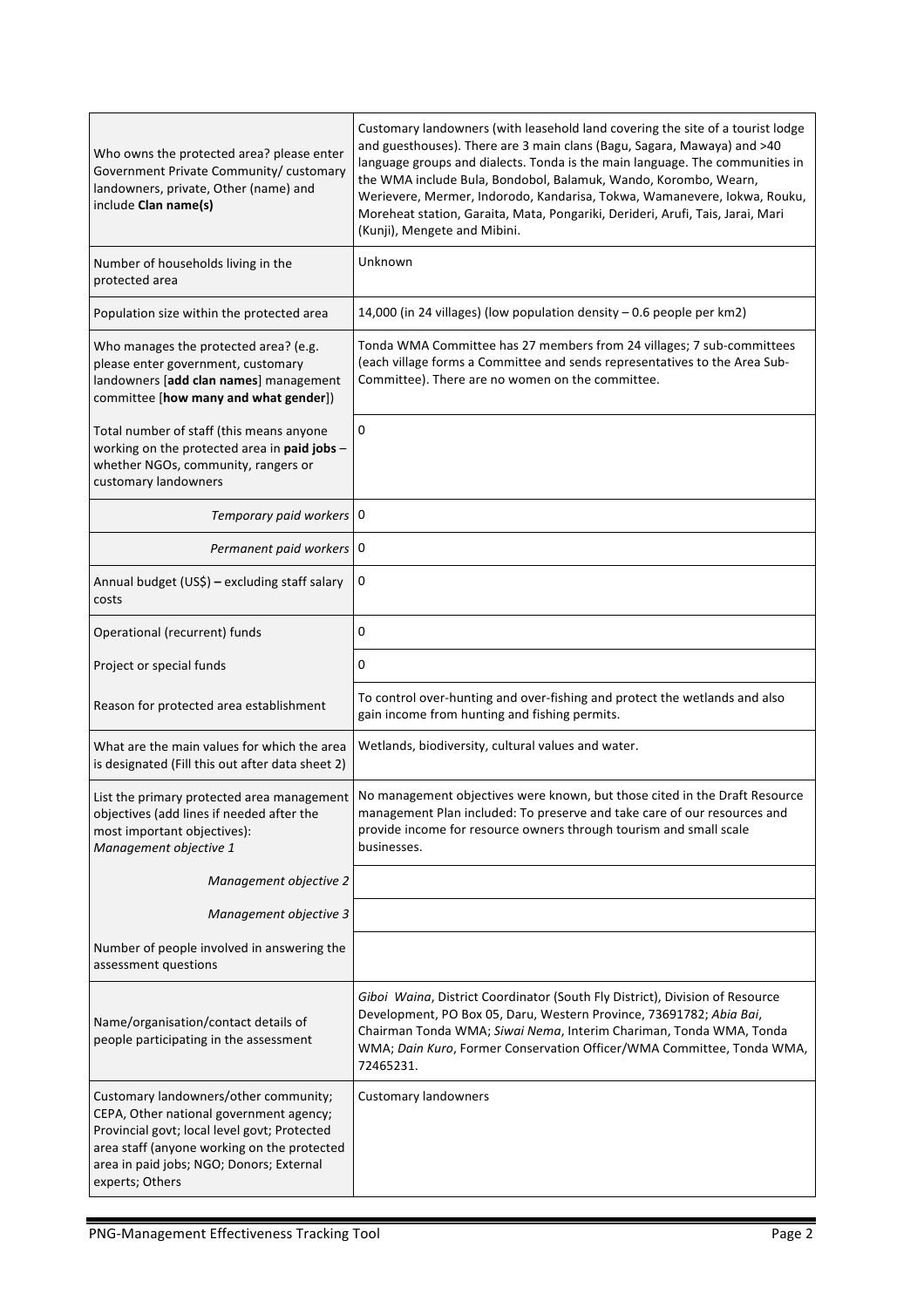| | |
|---|---|
| Who owns the protected area? please enter Government Private Community/ customary landowners, private, Other (name) and include **Clan name(s)** | Customary landowners (with leasehold land covering the site of a tourist lodge and guesthouses). There are 3 main clans (Bagu, Sagara, Mawaya) and >40 language groups and dialects. Tonda is the main language. The communities in the WMA include Bula, Bondobol, Balamuk, Wando, Korombo, Wearn, Werievere, Mermer, Indorodo, Kandarisa, Tokwa, Wamanevere, Iokwa, Rouku, Moreheat station, Garaita, Mata, Pongariki, Derideri, Arufi, Tais, Jarai, Mari (Kunji), Mengete and Mibini. |
| Number of households living in the protected area | Unknown |
| Population size within the protected area | 14,000 (in 24 villages) (low population density – 0.6 people per km2) |
| Who manages the protected area? (e.g. please enter government, customary landowners [**add clan names**] management committee [**how many and what gender**]) | Tonda WMA Committee has 27 members from 24 villages; 7 sub-committees (each village forms a Committee and sends representatives to the Area Sub-Committee). There are no women on the committee. |
| Total number of staff (this means anyone working on the protected area in **paid jobs** – whether NGOs, community, rangers or customary landowners | 0 |
| *Temporary paid workers* | 0 |
| *Permanent paid workers* | 0 |
| Annual budget (US$) **–** excluding staff salary costs | 0 |
| Operational (recurrent) funds | 0 |
| Project or special funds | 0 |
| Reason for protected area establishment | To control over-hunting and over-fishing and protect the wetlands and also gain income from hunting and fishing permits. |
| What are the main values for which the area is designated (Fill this out after data sheet 2) | Wetlands, biodiversity, cultural values and water. |
| List the primary protected area management objectives (add lines if needed after the most important objectives): *Management objective 1* | No management objectives were known, but those cited in the Draft Resource management Plan included: To preserve and take care of our resources and provide income for resource owners through tourism and small scale businesses. |
| *Management objective 2* | |
| *Management objective 3* | |
| Number of people involved in answering the assessment questions | |
| Name/organisation/contact details of people participating in the assessment | *Giboi Waina*, District Coordinator (South Fly District), Division of Resource Development, PO Box 05, Daru, Western Province, 73691782; *Abia Bai*, Chairman Tonda WMA; *Siwai Nema*, Interim Chariman, Tonda WMA, Tonda WMA; *Dain Kuro*, Former Conservation Officer/WMA Committee, Tonda WMA, 72465231. |
| Customary landowners/other community; CEPA, Other national government agency; Provincial govt; local level govt; Protected area staff (anyone working on the protected area in paid jobs; NGO; Donors; External experts; Others | Customary landowners |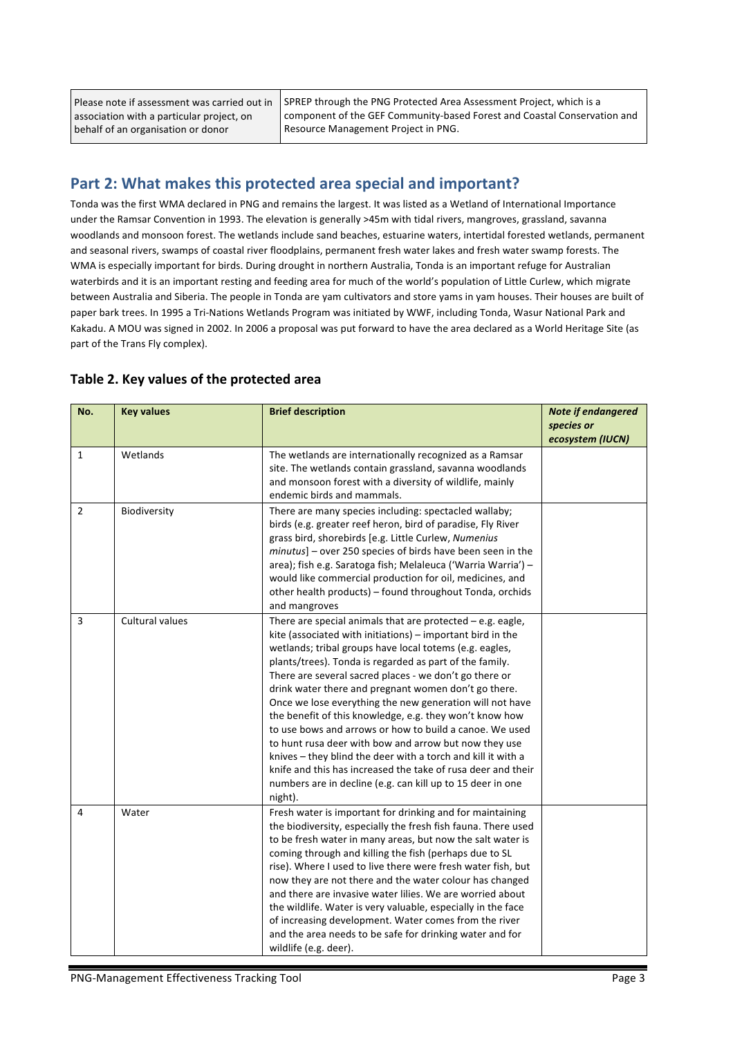| Please note if assessment was carried out in association with a particular project, on behalf of an organisation or donor | SPREP through the PNG Protected Area Assessment Project, which is a component of the GEF Community-based Forest and Coastal Conservation and Resource Management Project in PNG. |
|---|---|

## Part 2: What makes this protected area special and important?

Tonda was the first WMA declared in PNG and remains the largest. It was listed as a Wetland of International Importance under the Ramsar Convention in 1993. The elevation is generally >45m with tidal rivers, mangroves, grassland, savanna woodlands and monsoon forest. The wetlands include sand beaches, estuarine waters, intertidal forested wetlands, permanent and seasonal rivers, swamps of coastal river floodplains, permanent fresh water lakes and fresh water swamp forests. The WMA is especially important for birds. During drought in northern Australia, Tonda is an important refuge for Australian waterbirds and it is an important resting and feeding area for much of the world's population of Little Curlew, which migrate between Australia and Siberia. The people in Tonda are yam cultivators and store yams in yam houses. Their houses are built of paper bark trees. In 1995 a Tri-Nations Wetlands Program was initiated by WWF, including Tonda, Wasur National Park and Kakadu. A MOU was signed in 2002. In 2006 a proposal was put forward to have the area declared as a World Heritage Site (as part of the Trans Fly complex).

### Table 2. Key values of the protected area

| No. | Key values | Brief description | *Note if endangered species or ecosystem (IUCN)* |
|---|---|---|---|
| 1 | Wetlands | The wetlands are internationally recognized as a Ramsar site. The wetlands contain grassland, savanna woodlands and monsoon forest with a diversity of wildlife, mainly endemic birds and mammals. | |
| 2 | Biodiversity | There are many species including: spectacled wallaby; birds (e.g. greater reef heron, bird of paradise, Fly River grass bird, shorebirds [e.g. Little Curlew, *Numenius minutus*] – over 250 species of birds have been seen in the area); fish e.g. Saratoga fish; Melaleuca ('Warria Warria') – would like commercial production for oil, medicines, and other health products) – found throughout Tonda, orchids and mangroves | |
| 3 | Cultural values | There are special animals that are protected – e.g. eagle, kite (associated with initiations) – important bird in the wetlands; tribal groups have local totems (e.g. eagles, plants/trees). Tonda is regarded as part of the family. There are several sacred places - we don't go there or drink water there and pregnant women don't go there. Once we lose everything the new generation will not have the benefit of this knowledge, e.g. they won't know how to use bows and arrows or how to build a canoe. We used to hunt rusa deer with bow and arrow but now they use knives – they blind the deer with a torch and kill it with a knife and this has increased the take of rusa deer and their numbers are in decline (e.g. can kill up to 15 deer in one night). | |
| 4 | Water | Fresh water is important for drinking and for maintaining the biodiversity, especially the fresh fish fauna. There used to be fresh water in many areas, but now the salt water is coming through and killing the fish (perhaps due to SL rise). Where I used to live there were fresh water fish, but now they are not there and the water colour has changed and there are invasive water lilies. We are worried about the wildlife. Water is very valuable, especially in the face of increasing development. Water comes from the river and the area needs to be safe for drinking water and for wildlife (e.g. deer). | |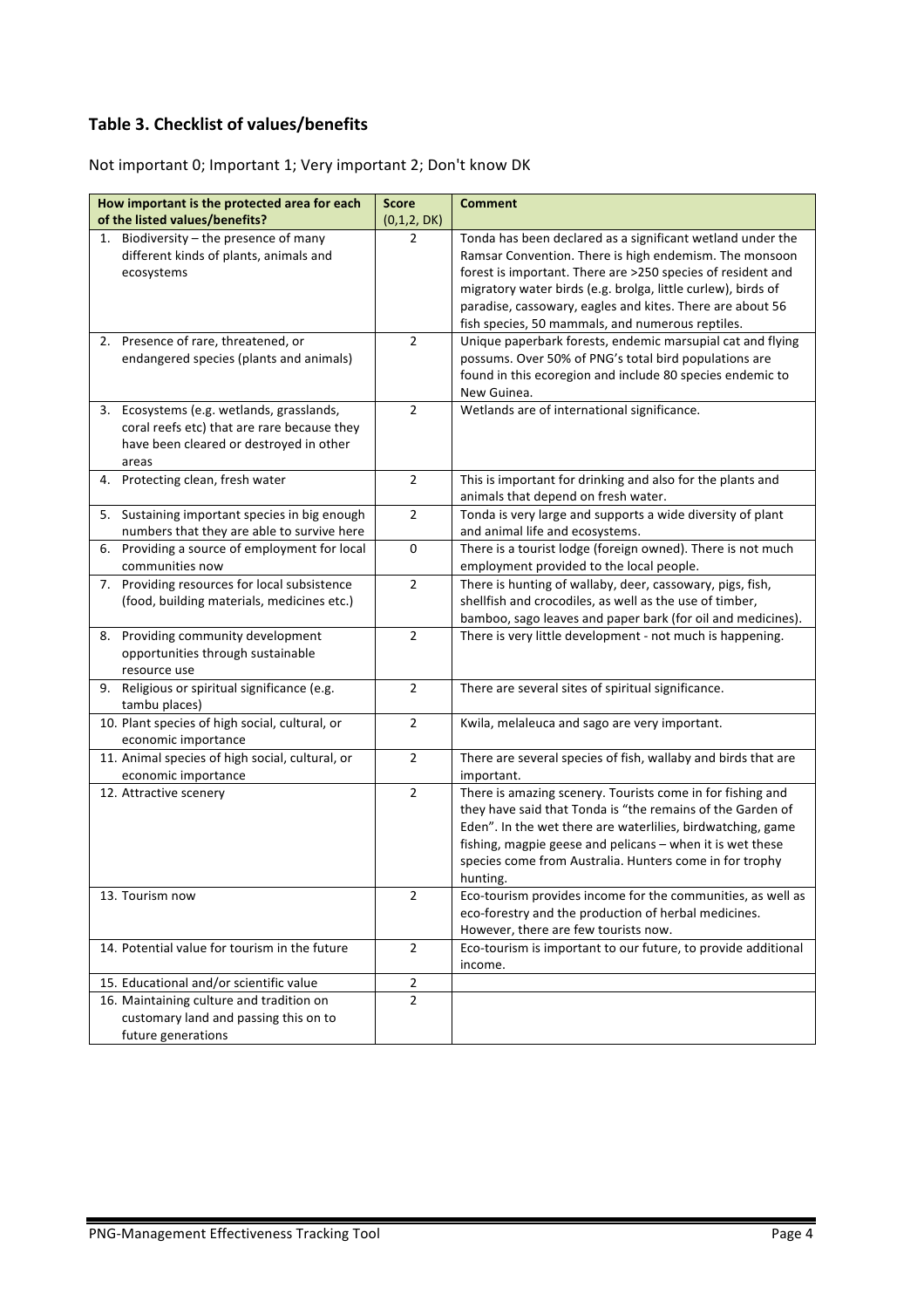## Table 3. Checklist of values/benefits

Not important 0; Important 1; Very important 2; Don't know DK

| How important is the protected area for each of the listed values/benefits? | Score (0,1,2, DK) | Comment |
|---|---|---|
| 1. Biodiversity – the presence of many different kinds of plants, animals and ecosystems | 2 | Tonda has been declared as a significant wetland under the Ramsar Convention. There is high endemism. The monsoon forest is important. There are >250 species of resident and migratory water birds (e.g. brolga, little curlew), birds of paradise, cassowary, eagles and kites. There are about 56 fish species, 50 mammals, and numerous reptiles. |
| 2. Presence of rare, threatened, or endangered species (plants and animals) | 2 | Unique paperbark forests, endemic marsupial cat and flying possums. Over 50% of PNG's total bird populations are found in this ecoregion and include 80 species endemic to New Guinea. |
| 3. Ecosystems (e.g. wetlands, grasslands, coral reefs etc) that are rare because they have been cleared or destroyed in other areas | 2 | Wetlands are of international significance. |
| 4. Protecting clean, fresh water | 2 | This is important for drinking and also for the plants and animals that depend on fresh water. |
| 5. Sustaining important species in big enough numbers that they are able to survive here | 2 | Tonda is very large and supports a wide diversity of plant and animal life and ecosystems. |
| 6. Providing a source of employment for local communities now | 0 | There is a tourist lodge (foreign owned). There is not much employment provided to the local people. |
| 7. Providing resources for local subsistence (food, building materials, medicines etc.) | 2 | There is hunting of wallaby, deer, cassowary, pigs, fish, shellfish and crocodiles, as well as the use of timber, bamboo, sago leaves and paper bark (for oil and medicines). |
| 8. Providing community development opportunities through sustainable resource use | 2 | There is very little development - not much is happening. |
| 9. Religious or spiritual significance (e.g. tambu places) | 2 | There are several sites of spiritual significance. |
| 10. Plant species of high social, cultural, or economic importance | 2 | Kwila, melaleuca and sago are very important. |
| 11. Animal species of high social, cultural, or economic importance | 2 | There are several species of fish, wallaby and birds that are important. |
| 12. Attractive scenery | 2 | There is amazing scenery. Tourists come in for fishing and they have said that Tonda is "the remains of the Garden of Eden". In the wet there are waterlilies, birdwatching, game fishing, magpie geese and pelicans – when it is wet these species come from Australia. Hunters come in for trophy hunting. |
| 13. Tourism now | 2 | Eco-tourism provides income for the communities, as well as eco-forestry and the production of herbal medicines. However, there are few tourists now. |
| 14. Potential value for tourism in the future | 2 | Eco-tourism is important to our future, to provide additional income. |
| 15. Educational and/or scientific value | 2 | |
| 16. Maintaining culture and tradition on customary land and passing this on to future generations | 2 | |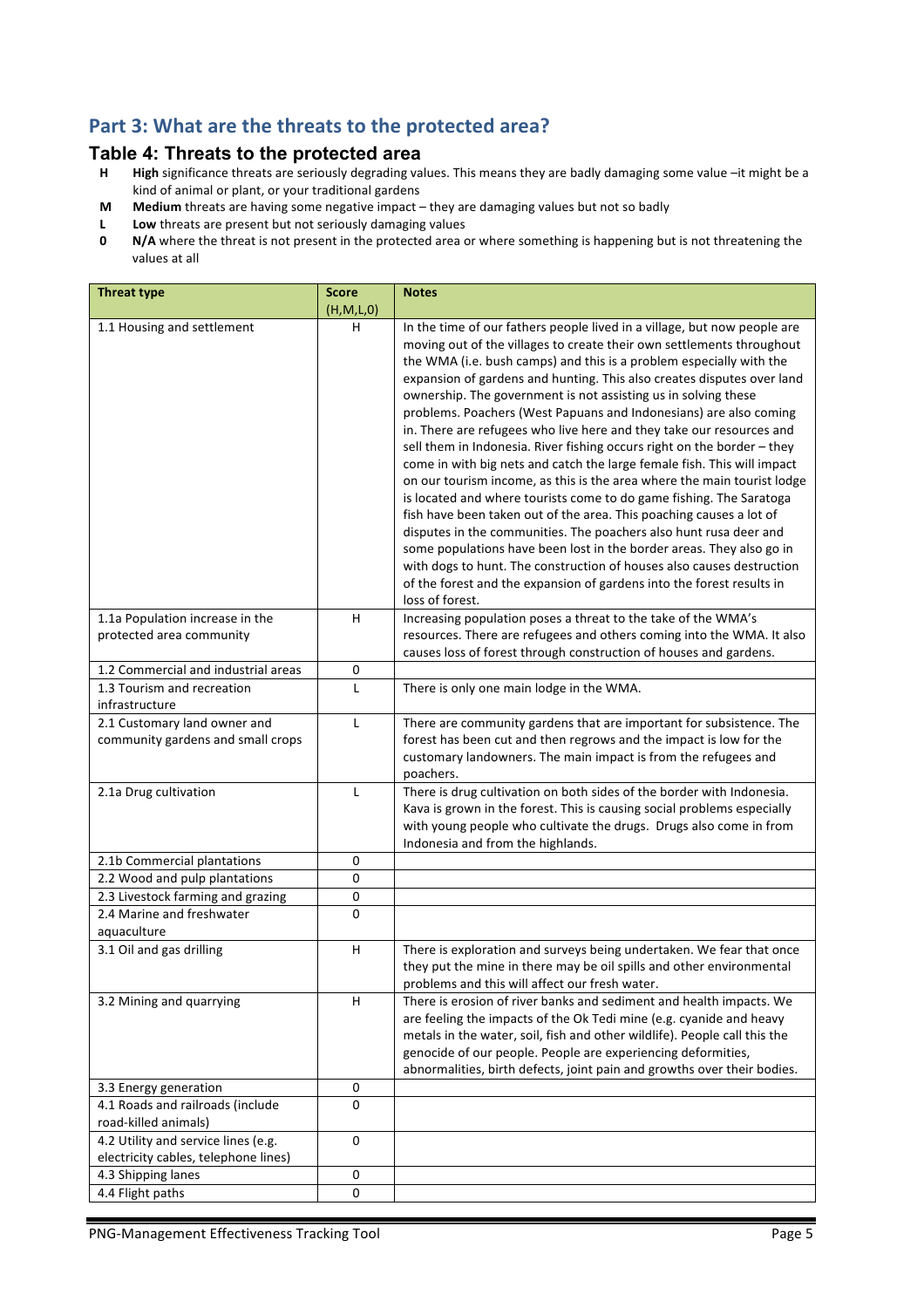## Part 3: What are the threats to the protected area?

### Table 4: Threats to the protected area

- **H** **High** significance threats are seriously degrading values. This means they are badly damaging some value –it might be a kind of animal or plant, or your traditional gardens
- **M** **Medium** threats are having some negative impact – they are damaging values but not so badly
- **L** **Low** threats are present but not seriously damaging values
- **0** **N/A** where the threat is not present in the protected area or where something is happening but is not threatening the values at all

| Threat type | Score (H,M,L,0) | Notes |
|---|---|---|
| 1.1 Housing and settlement | H | In the time of our fathers people lived in a village, but now people are moving out of the villages to create their own settlements throughout the WMA (i.e. bush camps) and this is a problem especially with the expansion of gardens and hunting. This also creates disputes over land ownership. The government is not assisting us in solving these problems. Poachers (West Papuans and Indonesians) are also coming in. There are refugees who live here and they take our resources and sell them in Indonesia. River fishing occurs right on the border – they come in with big nets and catch the large female fish. This will impact on our tourism income, as this is the area where the main tourist lodge is located and where tourists come to do game fishing. The Saratoga fish have been taken out of the area. This poaching causes a lot of disputes in the communities. The poachers also hunt rusa deer and some populations have been lost in the border areas. They also go in with dogs to hunt. The construction of houses also causes destruction of the forest and the expansion of gardens into the forest results in loss of forest. |
| 1.1a Population increase in the protected area community | H | Increasing population poses a threat to the take of the WMA's resources. There are refugees and others coming into the WMA. It also causes loss of forest through construction of houses and gardens. |
| 1.2 Commercial and industrial areas | 0 | |
| 1.3 Tourism and recreation infrastructure | L | There is only one main lodge in the WMA. |
| 2.1 Customary land owner and community gardens and small crops | L | There are community gardens that are important for subsistence. The forest has been cut and then regrows and the impact is low for the customary landowners. The main impact is from the refugees and poachers. |
| 2.1a Drug cultivation | L | There is drug cultivation on both sides of the border with Indonesia. Kava is grown in the forest. This is causing social problems especially with young people who cultivate the drugs. Drugs also come in from Indonesia and from the highlands. |
| 2.1b Commercial plantations | 0 | |
| 2.2 Wood and pulp plantations | 0 | |
| 2.3 Livestock farming and grazing | 0 | |
| 2.4 Marine and freshwater aquaculture | 0 | |
| 3.1 Oil and gas drilling | H | There is exploration and surveys being undertaken. We fear that once they put the mine in there may be oil spills and other environmental problems and this will affect our fresh water. |
| 3.2 Mining and quarrying | H | There is erosion of river banks and sediment and health impacts. We are feeling the impacts of the Ok Tedi mine (e.g. cyanide and heavy metals in the water, soil, fish and other wildlife). People call this the genocide of our people. People are experiencing deformities, abnormalities, birth defects, joint pain and growths over their bodies. |
| 3.3 Energy generation | 0 | |
| 4.1 Roads and railroads (include road-killed animals) | 0 | |
| 4.2 Utility and service lines (e.g. electricity cables, telephone lines) | 0 | |
| 4.3 Shipping lanes | 0 | |
| 4.4 Flight paths | 0 | |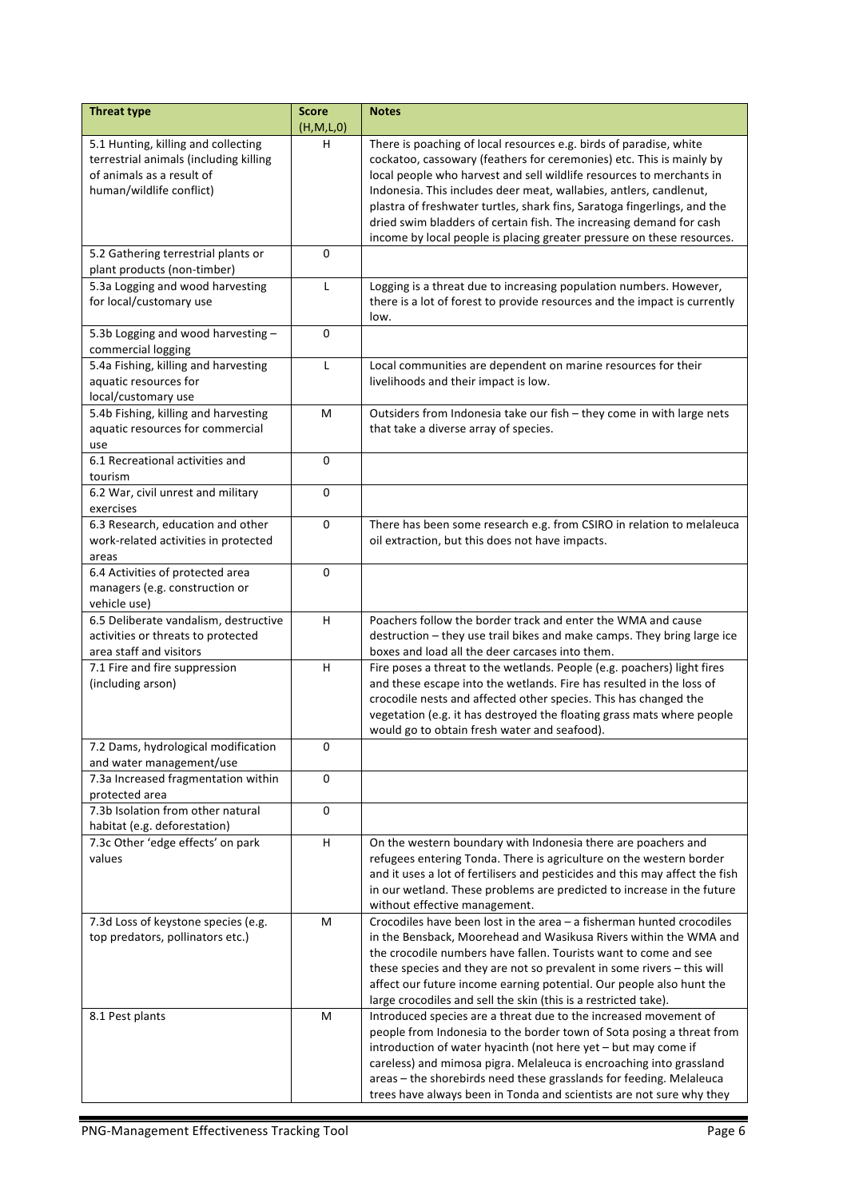| Threat type | Score (H,M,L,0) | Notes |
|---|---|---|
| 5.1 Hunting, killing and collecting terrestrial animals (including killing of animals as a result of human/wildlife conflict) | H | There is poaching of local resources e.g. birds of paradise, white cockatoo, cassowary (feathers for ceremonies) etc. This is mainly by local people who harvest and sell wildlife resources to merchants in Indonesia. This includes deer meat, wallabies, antlers, candlenut, plastra of freshwater turtles, shark fins, Saratoga fingerlings, and the dried swim bladders of certain fish. The increasing demand for cash income by local people is placing greater pressure on these resources. |
| 5.2 Gathering terrestrial plants or plant products (non-timber) | 0 | |
| 5.3a Logging and wood harvesting for local/customary use | L | Logging is a threat due to increasing population numbers. However, there is a lot of forest to provide resources and the impact is currently low. |
| 5.3b Logging and wood harvesting – commercial logging | 0 | |
| 5.4a Fishing, killing and harvesting aquatic resources for local/customary use | L | Local communities are dependent on marine resources for their livelihoods and their impact is low. |
| 5.4b Fishing, killing and harvesting aquatic resources for commercial use | M | Outsiders from Indonesia take our fish – they come in with large nets that take a diverse array of species. |
| 6.1 Recreational activities and tourism | 0 | |
| 6.2 War, civil unrest and military exercises | 0 | |
| 6.3 Research, education and other work-related activities in protected areas | 0 | There has been some research e.g. from CSIRO in relation to melaleuca oil extraction, but this does not have impacts. |
| 6.4 Activities of protected area managers (e.g. construction or vehicle use) | 0 | |
| 6.5 Deliberate vandalism, destructive activities or threats to protected area staff and visitors | H | Poachers follow the border track and enter the WMA and cause destruction – they use trail bikes and make camps. They bring large ice boxes and load all the deer carcases into them. |
| 7.1 Fire and fire suppression (including arson) | H | Fire poses a threat to the wetlands. People (e.g. poachers) light fires and these escape into the wetlands. Fire has resulted in the loss of crocodile nests and affected other species. This has changed the vegetation (e.g. it has destroyed the floating grass mats where people would go to obtain fresh water and seafood). |
| 7.2 Dams, hydrological modification and water management/use | 0 | |
| 7.3a Increased fragmentation within protected area | 0 | |
| 7.3b Isolation from other natural habitat (e.g. deforestation) | 0 | |
| 7.3c Other 'edge effects' on park values | H | On the western boundary with Indonesia there are poachers and refugees entering Tonda. There is agriculture on the western border and it uses a lot of fertilisers and pesticides and this may affect the fish in our wetland. These problems are predicted to increase in the future without effective management. |
| 7.3d Loss of keystone species (e.g. top predators, pollinators etc.) | M | Crocodiles have been lost in the area – a fisherman hunted crocodiles in the Bensback, Moorehead and Wasikusa Rivers within the WMA and the crocodile numbers have fallen. Tourists want to come and see these species and they are not so prevalent in some rivers – this will affect our future income earning potential. Our people also hunt the large crocodiles and sell the skin (this is a restricted take). |
| 8.1 Pest plants | M | Introduced species are a threat due to the increased movement of people from Indonesia to the border town of Sota posing a threat from introduction of water hyacinth (not here yet – but may come if careless) and mimosa pigra. Melaleuca is encroaching into grassland areas – the shorebirds need these grasslands for feeding. Melaleuca trees have always been in Tonda and scientists are not sure why they |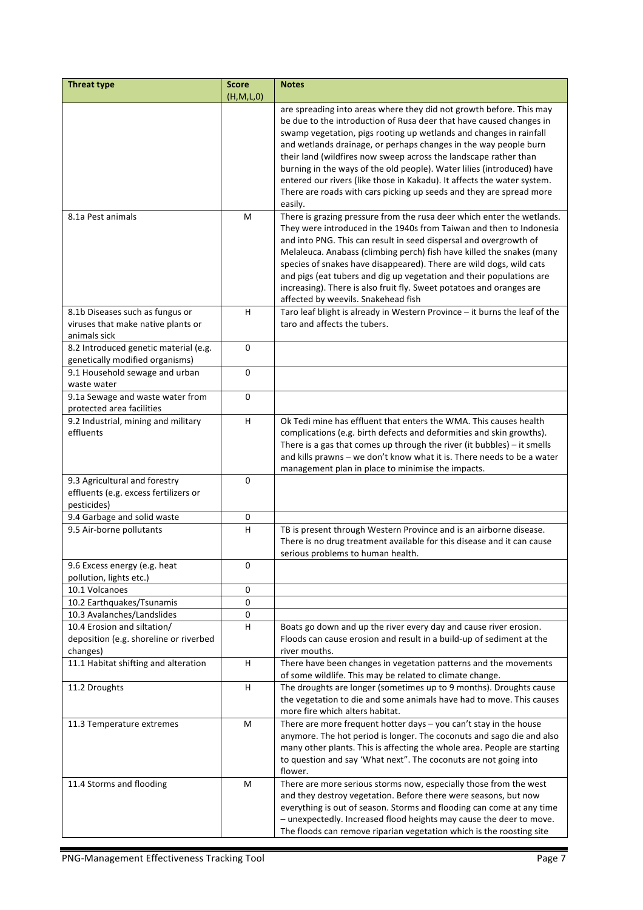| Threat type | Score (H,M,L,0) | Notes |
|---|---|---|
| | | are spreading into areas where they did not growth before. This may be due to the introduction of Rusa deer that have caused changes in swamp vegetation, pigs rooting up wetlands and changes in rainfall and wetlands drainage, or perhaps changes in the way people burn their land (wildfires now sweep across the landscape rather than burning in the ways of the old people). Water lilies (introduced) have entered our rivers (like those in Kakadu). It affects the water system. There are roads with cars picking up seeds and they are spread more easily. |
| 8.1a Pest animals | M | There is grazing pressure from the rusa deer which enter the wetlands. They were introduced in the 1940s from Taiwan and then to Indonesia and into PNG. This can result in seed dispersal and overgrowth of Melaleuca. Anabass (climbing perch) fish have killed the snakes (many species of snakes have disappeared). There are wild dogs, wild cats and pigs (eat tubers and dig up vegetation and their populations are increasing). There is also fruit fly. Sweet potatoes and oranges are affected by weevils. Snakehead fish |
| 8.1b Diseases such as fungus or viruses that make native plants or animals sick | H | Taro leaf blight is already in Western Province – it burns the leaf of the taro and affects the tubers. |
| 8.2 Introduced genetic material (e.g. genetically modified organisms) | 0 | |
| 9.1 Household sewage and urban waste water | 0 | |
| 9.1a Sewage and waste water from protected area facilities | 0 | |
| 9.2 Industrial, mining and military effluents | H | Ok Tedi mine has effluent that enters the WMA. This causes health complications (e.g. birth defects and deformities and skin growths). There is a gas that comes up through the river (it bubbles) – it smells and kills prawns – we don't know what it is. There needs to be a water management plan in place to minimise the impacts. |
| 9.3 Agricultural and forestry effluents (e.g. excess fertilizers or pesticides) | 0 | |
| 9.4 Garbage and solid waste | 0 | |
| 9.5 Air-borne pollutants | H | TB is present through Western Province and is an airborne disease. There is no drug treatment available for this disease and it can cause serious problems to human health. |
| 9.6 Excess energy (e.g. heat pollution, lights etc.) | 0 | |
| 10.1 Volcanoes | 0 | |
| 10.2 Earthquakes/Tsunamis | 0 | |
| 10.3 Avalanches/Landslides | 0 | |
| 10.4 Erosion and siltation/ deposition (e.g. shoreline or riverbed changes) | H | Boats go down and up the river every day and cause river erosion. Floods can cause erosion and result in a build-up of sediment at the river mouths. |
| 11.1 Habitat shifting and alteration | H | There have been changes in vegetation patterns and the movements of some wildlife. This may be related to climate change. |
| 11.2 Droughts | H | The droughts are longer (sometimes up to 9 months). Droughts cause the vegetation to die and some animals have had to move. This causes more fire which alters habitat. |
| 11.3 Temperature extremes | M | There are more frequent hotter days – you can't stay in the house anymore. The hot period is longer. The coconuts and sago die and also many other plants. This is affecting the whole area. People are starting to question and say 'What next". The coconuts are not going into flower. |
| 11.4 Storms and flooding | M | There are more serious storms now, especially those from the west and they destroy vegetation. Before there were seasons, but now everything is out of season. Storms and flooding can come at any time – unexpectedly. Increased flood heights may cause the deer to move. The floods can remove riparian vegetation which is the roosting site |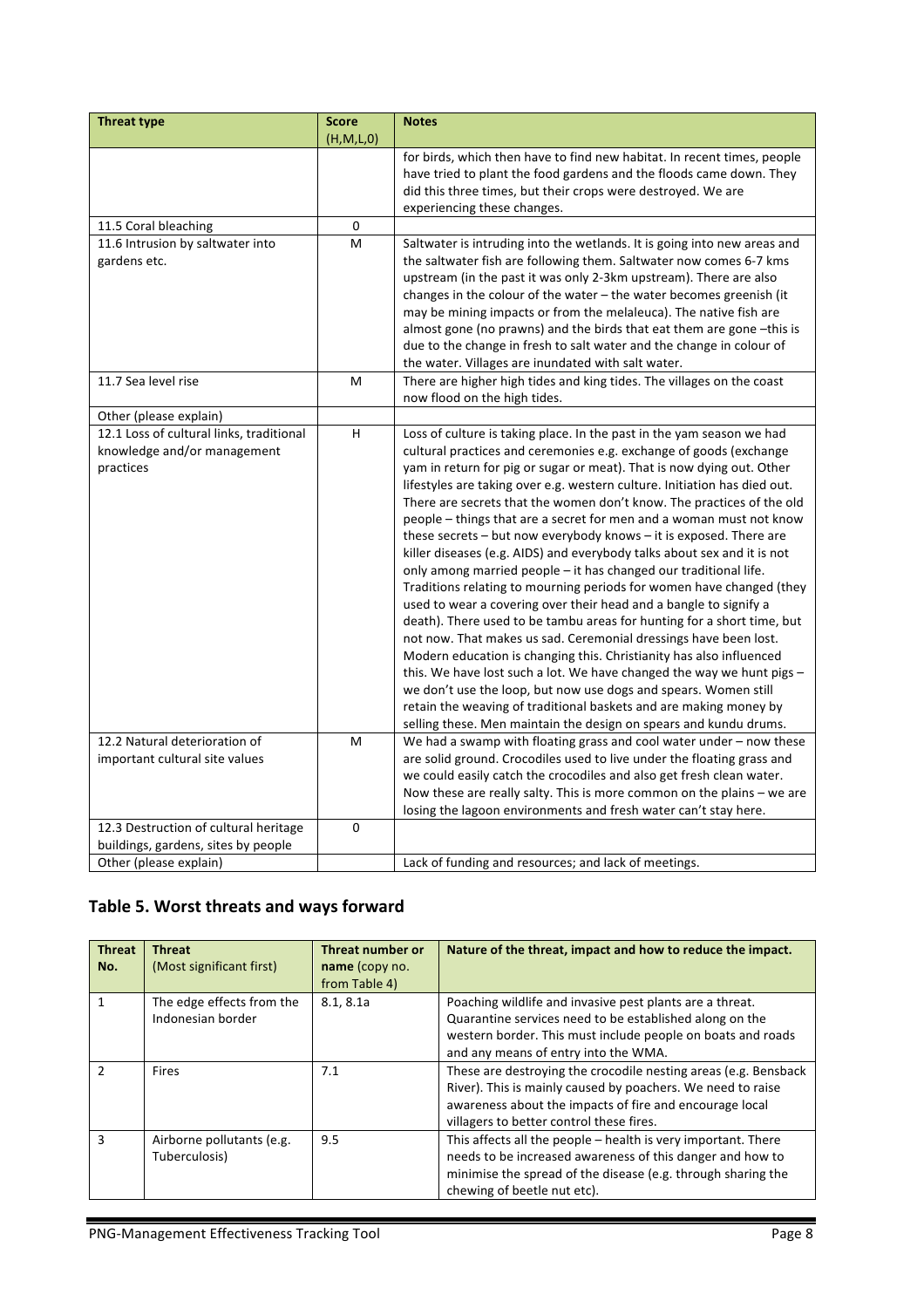| Threat type | Score (H,M,L,0) | Notes |
|---|---|---|
| | | for birds, which then have to find new habitat. In recent times, people have tried to plant the food gardens and the floods came down. They did this three times, but their crops were destroyed. We are experiencing these changes. |
| 11.5 Coral bleaching | 0 | |
| 11.6 Intrusion by saltwater into gardens etc. | M | Saltwater is intruding into the wetlands. It is going into new areas and the saltwater fish are following them. Saltwater now comes 6-7 kms upstream (in the past it was only 2-3km upstream). There are also changes in the colour of the water – the water becomes greenish (it may be mining impacts or from the melaleuca). The native fish are almost gone (no prawns) and the birds that eat them are gone –this is due to the change in fresh to salt water and the change in colour of the water. Villages are inundated with salt water. |
| 11.7 Sea level rise | M | There are higher high tides and king tides. The villages on the coast now flood on the high tides. |
| Other (please explain) | | |
| 12.1 Loss of cultural links, traditional knowledge and/or management practices | H | Loss of culture is taking place. In the past in the yam season we had cultural practices and ceremonies e.g. exchange of goods (exchange yam in return for pig or sugar or meat). That is now dying out. Other lifestyles are taking over e.g. western culture. Initiation has died out. There are secrets that the women don't know. The practices of the old people – things that are a secret for men and a woman must not know these secrets – but now everybody knows – it is exposed. There are killer diseases (e.g. AIDS) and everybody talks about sex and it is not only among married people – it has changed our traditional life. Traditions relating to mourning periods for women have changed (they used to wear a covering over their head and a bangle to signify a death). There used to be tambu areas for hunting for a short time, but not now. That makes us sad. Ceremonial dressings have been lost. Modern education is changing this. Christianity has also influenced this. We have lost such a lot. We have changed the way we hunt pigs – we don't use the loop, but now use dogs and spears. Women still retain the weaving of traditional baskets and are making money by selling these. Men maintain the design on spears and kundu drums. |
| 12.2 Natural deterioration of important cultural site values | M | We had a swamp with floating grass and cool water under – now these are solid ground. Crocodiles used to live under the floating grass and we could easily catch the crocodiles and also get fresh clean water. Now these are really salty. This is more common on the plains – we are losing the lagoon environments and fresh water can't stay here. |
| 12.3 Destruction of cultural heritage buildings, gardens, sites by people | 0 | |
| Other (please explain) | | Lack of funding and resources; and lack of meetings. |

## Table 5. Worst threats and ways forward

| Threat No. | Threat (Most significant first) | Threat number or name (copy no. from Table 4) | Nature of the threat, impact and how to reduce the impact. |
|---|---|---|---|
| 1 | The edge effects from the Indonesian border | 8.1, 8.1a | Poaching wildlife and invasive pest plants are a threat. Quarantine services need to be established along on the western border. This must include people on boats and roads and any means of entry into the WMA. |
| 2 | Fires | 7.1 | These are destroying the crocodile nesting areas (e.g. Bensback River). This is mainly caused by poachers. We need to raise awareness about the impacts of fire and encourage local villagers to better control these fires. |
| 3 | Airborne pollutants (e.g. Tuberculosis) | 9.5 | This affects all the people – health is very important. There needs to be increased awareness of this danger and how to minimise the spread of the disease (e.g. through sharing the chewing of beetle nut etc). |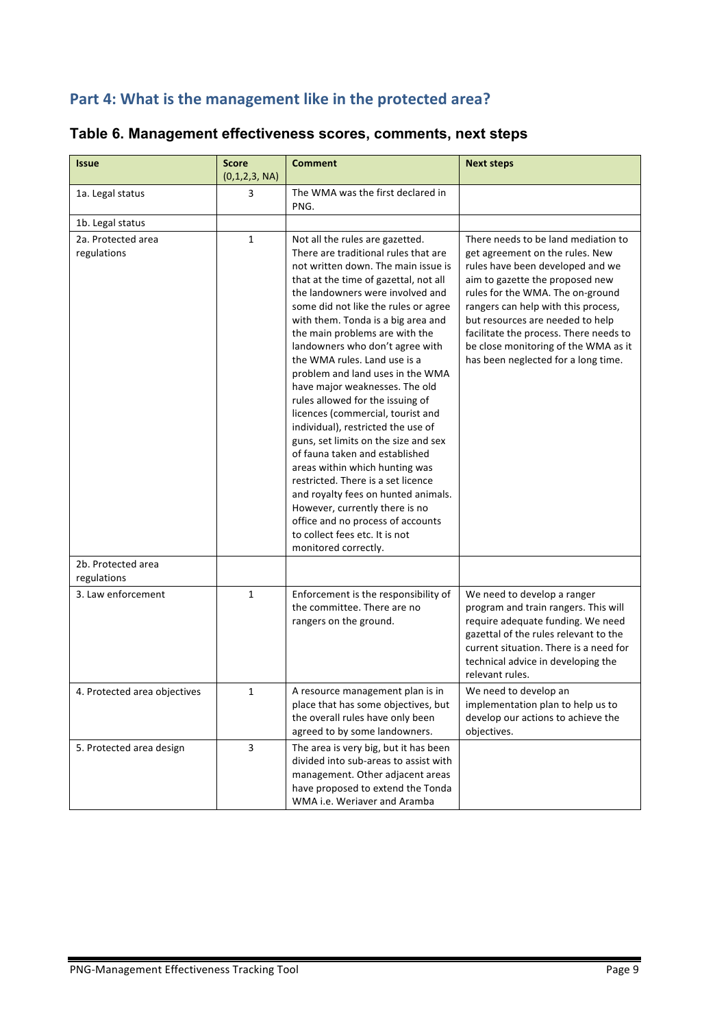## Part 4: What is the management like in the protected area?

### Table 6. Management effectiveness scores, comments, next steps

| Issue | Score (0,1,2,3, NA) | Comment | Next steps |
|---|---|---|---|
| 1a. Legal status | 3 | The WMA was the first declared in PNG. | |
| 1b. Legal status | | | |
| 2a. Protected area regulations | 1 | Not all the rules are gazetted. There are traditional rules that are not written down. The main issue is that at the time of gazettal, not all the landowners were involved and some did not like the rules or agree with them. Tonda is a big area and the main problems are with the landowners who don't agree with the WMA rules. Land use is a problem and land uses in the WMA have major weaknesses. The old rules allowed for the issuing of licences (commercial, tourist and individual), restricted the use of guns, set limits on the size and sex of fauna taken and established areas within which hunting was restricted. There is a set licence and royalty fees on hunted animals. However, currently there is no office and no process of accounts to collect fees etc. It is not monitored correctly. | There needs to be land mediation to get agreement on the rules. New rules have been developed and we aim to gazette the proposed new rules for the WMA. The on-ground rangers can help with this process, but resources are needed to help facilitate the process. There needs to be close monitoring of the WMA as it has been neglected for a long time. |
| 2b. Protected area regulations | | | |
| 3. Law enforcement | 1 | Enforcement is the responsibility of the committee. There are no rangers on the ground. | We need to develop a ranger program and train rangers. This will require adequate funding. We need gazettal of the rules relevant to the current situation. There is a need for technical advice in developing the relevant rules. |
| 4. Protected area objectives | 1 | A resource management plan is in place that has some objectives, but the overall rules have only been agreed to by some landowners. | We need to develop an implementation plan to help us to develop our actions to achieve the objectives. |
| 5. Protected area design | 3 | The area is very big, but it has been divided into sub-areas to assist with management. Other adjacent areas have proposed to extend the Tonda WMA i.e. Weriaver and Aramba | |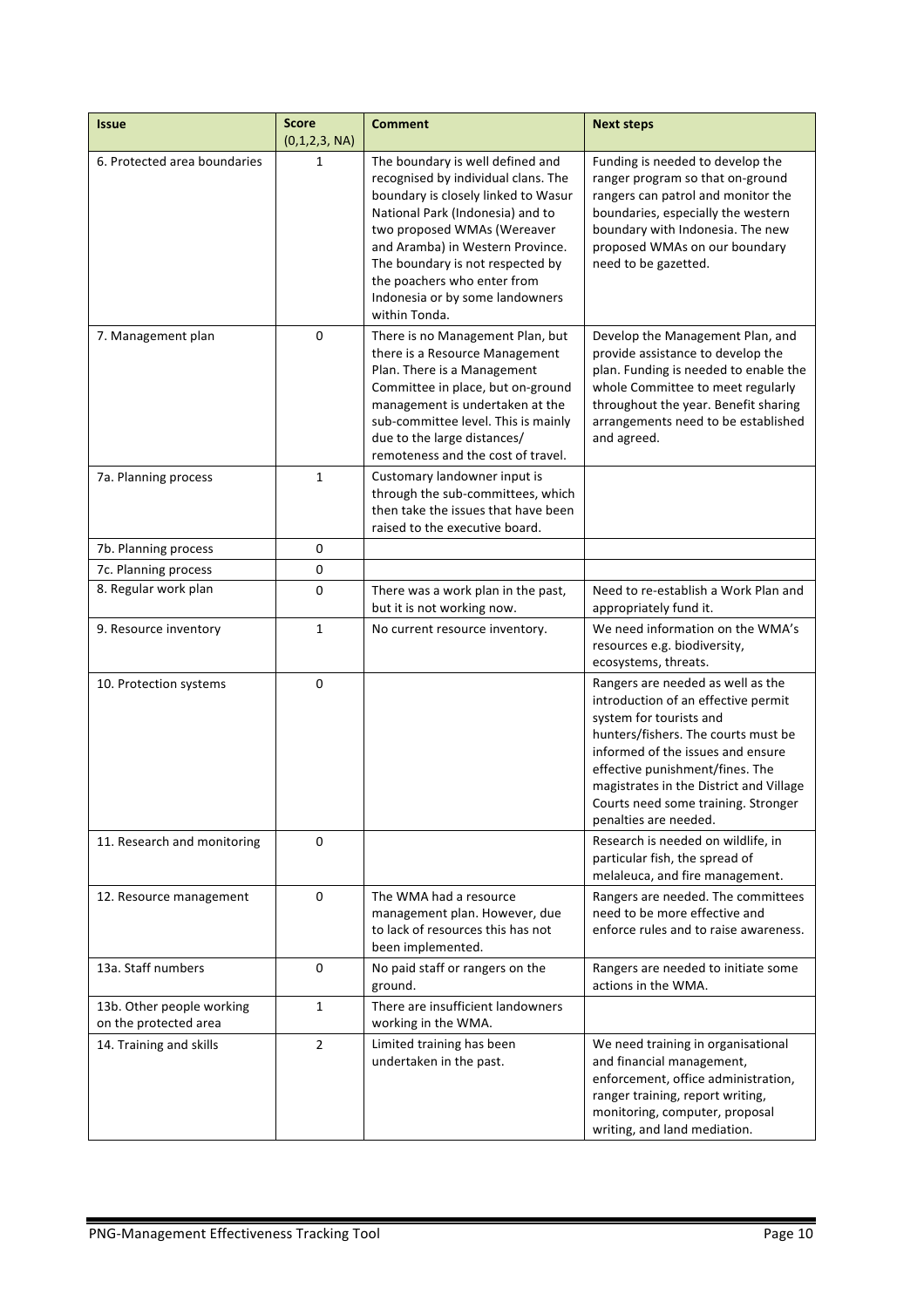| Issue | Score (0,1,2,3, NA) | Comment | Next steps |
|---|---|---|---|
| 6. Protected area boundaries | 1 | The boundary is well defined and recognised by individual clans. The boundary is closely linked to Wasur National Park (Indonesia) and to two proposed WMAs (Wereaver and Aramba) in Western Province. The boundary is not respected by the poachers who enter from Indonesia or by some landowners within Tonda. | Funding is needed to develop the ranger program so that on-ground rangers can patrol and monitor the boundaries, especially the western boundary with Indonesia. The new proposed WMAs on our boundary need to be gazetted. |
| 7. Management plan | 0 | There is no Management Plan, but there is a Resource Management Plan. There is a Management Committee in place, but on-ground management is undertaken at the sub-committee level. This is mainly due to the large distances/ remoteness and the cost of travel. | Develop the Management Plan, and provide assistance to develop the plan. Funding is needed to enable the whole Committee to meet regularly throughout the year. Benefit sharing arrangements need to be established and agreed. |
| 7a. Planning process | 1 | Customary landowner input is through the sub-committees, which then take the issues that have been raised to the executive board. | |
| 7b. Planning process | 0 | | |
| 7c. Planning process | 0 | | |
| 8. Regular work plan | 0 | There was a work plan in the past, but it is not working now. | Need to re-establish a Work Plan and appropriately fund it. |
| 9. Resource inventory | 1 | No current resource inventory. | We need information on the WMA's resources e.g. biodiversity, ecosystems, threats. |
| 10. Protection systems | 0 | | Rangers are needed as well as the introduction of an effective permit system for tourists and hunters/fishers. The courts must be informed of the issues and ensure effective punishment/fines. The magistrates in the District and Village Courts need some training. Stronger penalties are needed. |
| 11. Research and monitoring | 0 | | Research is needed on wildlife, in particular fish, the spread of melaleuca, and fire management. |
| 12. Resource management | 0 | The WMA had a resource management plan. However, due to lack of resources this has not been implemented. | Rangers are needed. The committees need to be more effective and enforce rules and to raise awareness. |
| 13a. Staff numbers | 0 | No paid staff or rangers on the ground. | Rangers are needed to initiate some actions in the WMA. |
| 13b. Other people working on the protected area | 1 | There are insufficient landowners working in the WMA. | |
| 14. Training and skills | 2 | Limited training has been undertaken in the past. | We need training in organisational and financial management, enforcement, office administration, ranger training, report writing, monitoring, computer, proposal writing, and land mediation. |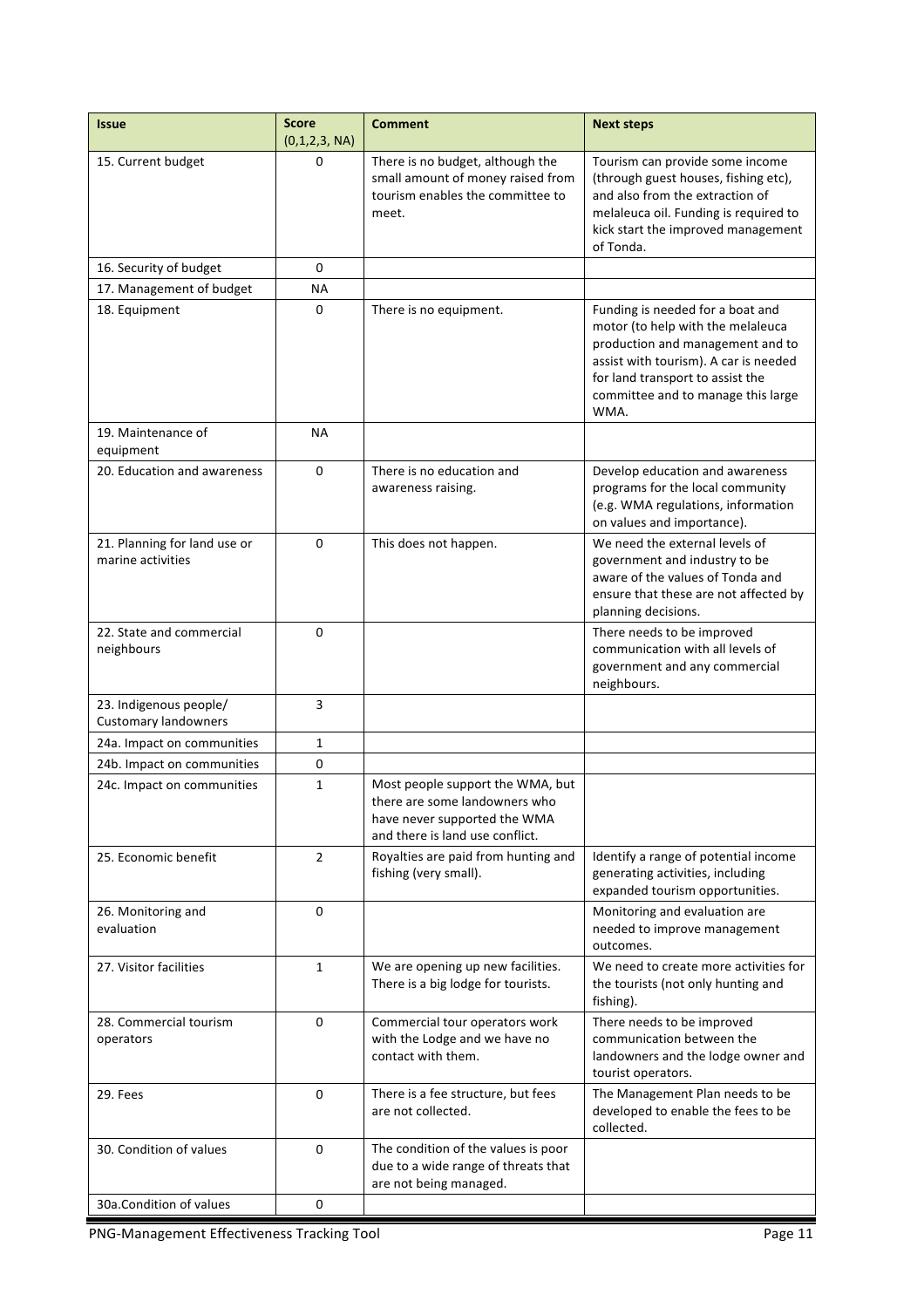| Issue | Score (0,1,2,3, NA) | Comment | Next steps |
|---|---|---|---|
| 15. Current budget | 0 | There is no budget, although the small amount of money raised from tourism enables the committee to meet. | Tourism can provide some income (through guest houses, fishing etc), and also from the extraction of melaleuca oil. Funding is required to kick start the improved management of Tonda. |
| 16. Security of budget | 0 | | |
| 17. Management of budget | NA | | |
| 18. Equipment | 0 | There is no equipment. | Funding is needed for a boat and motor (to help with the melaleuca production and management and to assist with tourism). A car is needed for land transport to assist the committee and to manage this large WMA. |
| 19. Maintenance of equipment | NA | | |
| 20. Education and awareness | 0 | There is no education and awareness raising. | Develop education and awareness programs for the local community (e.g. WMA regulations, information on values and importance). |
| 21. Planning for land use or marine activities | 0 | This does not happen. | We need the external levels of government and industry to be aware of the values of Tonda and ensure that these are not affected by planning decisions. |
| 22. State and commercial neighbours | 0 | | There needs to be improved communication with all levels of government and any commercial neighbours. |
| 23. Indigenous people/ Customary landowners | 3 | | |
| 24a. Impact on communities | 1 | | |
| 24b. Impact on communities | 0 | | |
| 24c. Impact on communities | 1 | Most people support the WMA, but there are some landowners who have never supported the WMA and there is land use conflict. | |
| 25. Economic benefit | 2 | Royalties are paid from hunting and fishing (very small). | Identify a range of potential income generating activities, including expanded tourism opportunities. |
| 26. Monitoring and evaluation | 0 | | Monitoring and evaluation are needed to improve management outcomes. |
| 27. Visitor facilities | 1 | We are opening up new facilities. There is a big lodge for tourists. | We need to create more activities for the tourists (not only hunting and fishing). |
| 28. Commercial tourism operators | 0 | Commercial tour operators work with the Lodge and we have no contact with them. | There needs to be improved communication between the landowners and the lodge owner and tourist operators. |
| 29. Fees | 0 | There is a fee structure, but fees are not collected. | The Management Plan needs to be developed to enable the fees to be collected. |
| 30. Condition of values | 0 | The condition of the values is poor due to a wide range of threats that are not being managed. | |
| 30a.Condition of values | 0 | | |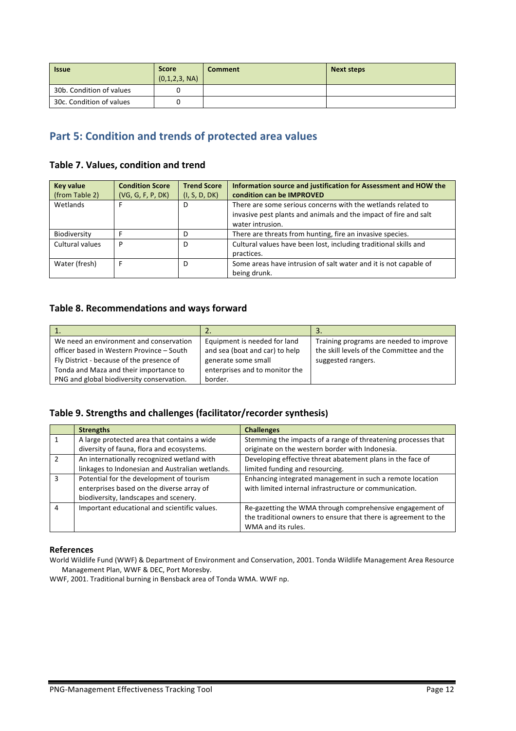| Issue | Score (0,1,2,3, NA) | Comment | Next steps |
|---|---|---|---|
| 30b. Condition of values | 0 | | |
| 30c. Condition of values | 0 | | |

## Part 5: Condition and trends of protected area values

### Table 7. Values, condition and trend

| Key value (from Table 2) | Condition Score (VG, G, F, P, DK) | Trend Score (I, S, D, DK) | Information source and justification for Assessment and HOW the condition can be IMPROVED |
|---|---|---|---|
| Wetlands | F | D | There are some serious concerns with the wetlands related to invasive pest plants and animals and the impact of fire and salt water intrusion. |
| Biodiversity | F | D | There are threats from hunting, fire an invasive species. |
| Cultural values | P | D | Cultural values have been lost, including traditional skills and practices. |
| Water (fresh) | F | D | Some areas have intrusion of salt water and it is not capable of being drunk. |

### Table 8. Recommendations and ways forward

| 1. | 2. | 3. |
|---|---|---|
| We need an environment and conservation officer based in Western Province – South Fly District - because of the presence of Tonda and Maza and their importance to PNG and global biodiversity conservation. | Equipment is needed for land and sea (boat and car) to help generate some small enterprises and to monitor the border. | Training programs are needed to improve the skill levels of the Committee and the suggested rangers. |

### Table 9. Strengths and challenges (facilitator/recorder synthesis)

| | Strengths | Challenges |
|---|---|---|
| 1 | A large protected area that contains a wide diversity of fauna, flora and ecosystems. | Stemming the impacts of a range of threatening processes that originate on the western border with Indonesia. |
| 2 | An internationally recognized wetland with linkages to Indonesian and Australian wetlands. | Developing effective threat abatement plans in the face of limited funding and resourcing. |
| 3 | Potential for the development of tourism enterprises based on the diverse array of biodiversity, landscapes and scenery. | Enhancing integrated management in such a remote location with limited internal infrastructure or communication. |
| 4 | Important educational and scientific values. | Re-gazetting the WMA through comprehensive engagement of the traditional owners to ensure that there is agreement to the WMA and its rules. |

### References

World Wildlife Fund (WWF) & Department of Environment and Conservation, 2001. Tonda Wildlife Management Area Resource Management Plan, WWF & DEC, Port Moresby.

WWF, 2001. Traditional burning in Bensback area of Tonda WMA. WWF np.